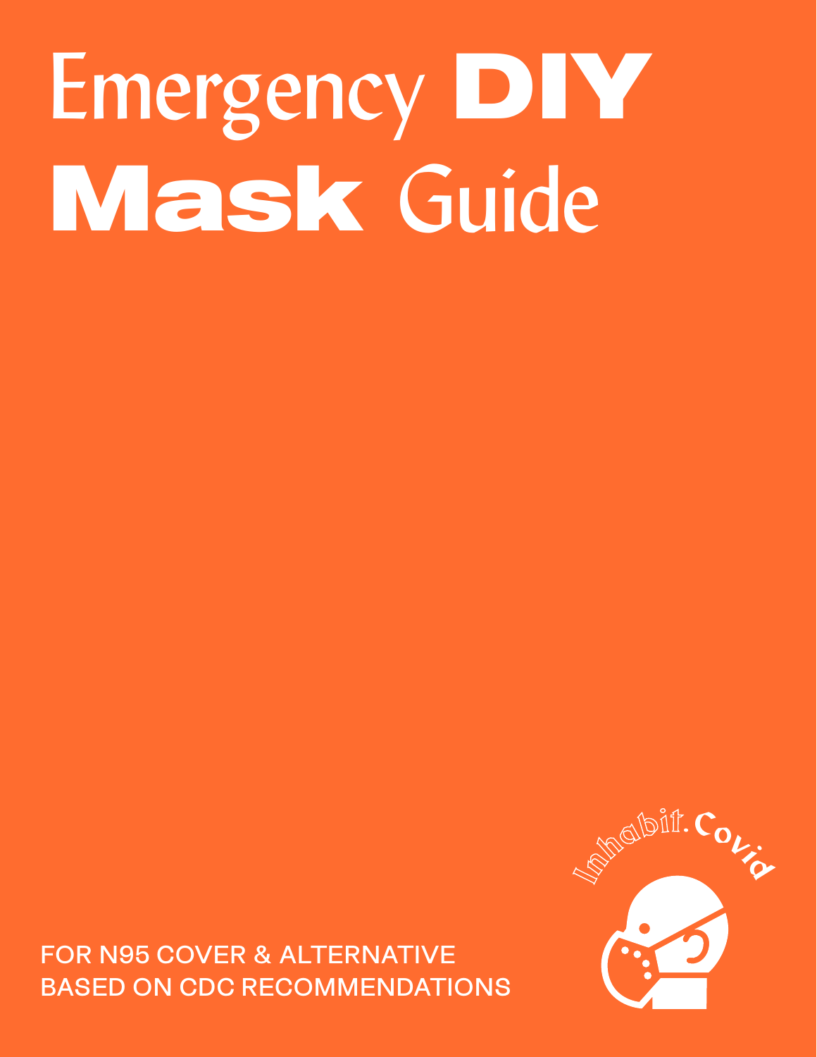# Emergency DIY Mask Guide

FOR N95 COVER & ALTERNATIVE
BASED ON CDC RECOMMENDATIONS

Inhabit.Covid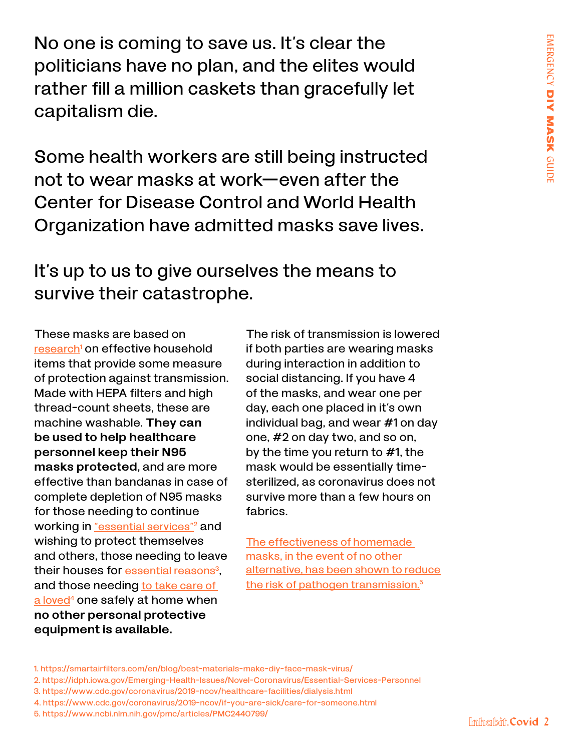No one is coming to save us. It's clear the politicians have no plan, and the elites would rather fill a million caskets than gracefully let capitalism die.

Some health workers are still being instructed not to wear masks at work—even after the Center for Disease Control and World Health Organization have admitted masks save lives.

It's up to us to give ourselves the means to survive their catastrophe.

These masks are based on research[1] on effective household items that provide some measure of protection against transmission. Made with HEPA filters and high thread-count sheets, these are machine washable. **They can be used to help healthcare personnel keep their N95 masks protected**, and are more effective than bandanas in case of complete depletion of N95 masks for those needing to continue working in "essential services"[2] and wishing to protect themselves and others, those needing to leave their houses for essential reasons[3], and those needing to take care of a loved[4] one safely at home when **no other personal protective equipment is available.**

The risk of transmission is lowered if both parties are wearing masks during interaction in addition to social distancing. If you have 4 of the masks, and wear one per day, each one placed in it's own individual bag, and wear #1 on day one, #2 on day two, and so on, by the time you return to #1, the mask would be essentially time-sterilized, as coronavirus does not survive more than a few hours on fabrics.

The effectiveness of homemade masks, in the event of no other alternative, has been shown to reduce the risk of pathogen transmission.[5]

1. https://smartairfilters.com/en/blog/best-materials-make-diy-face-mask-virus/
2. https://idph.iowa.gov/Emerging-Health-Issues/Novel-Coronavirus/Essential-Services-Personnel
3. https://www.cdc.gov/coronavirus/2019-ncov/healthcare-facilities/dialysis.html
4. https://www.cdc.gov/coronavirus/2019-ncov/if-you-are-sick/care-for-someone.html
5. https://www.ncbi.nlm.nih.gov/pmc/articles/PMC2440799/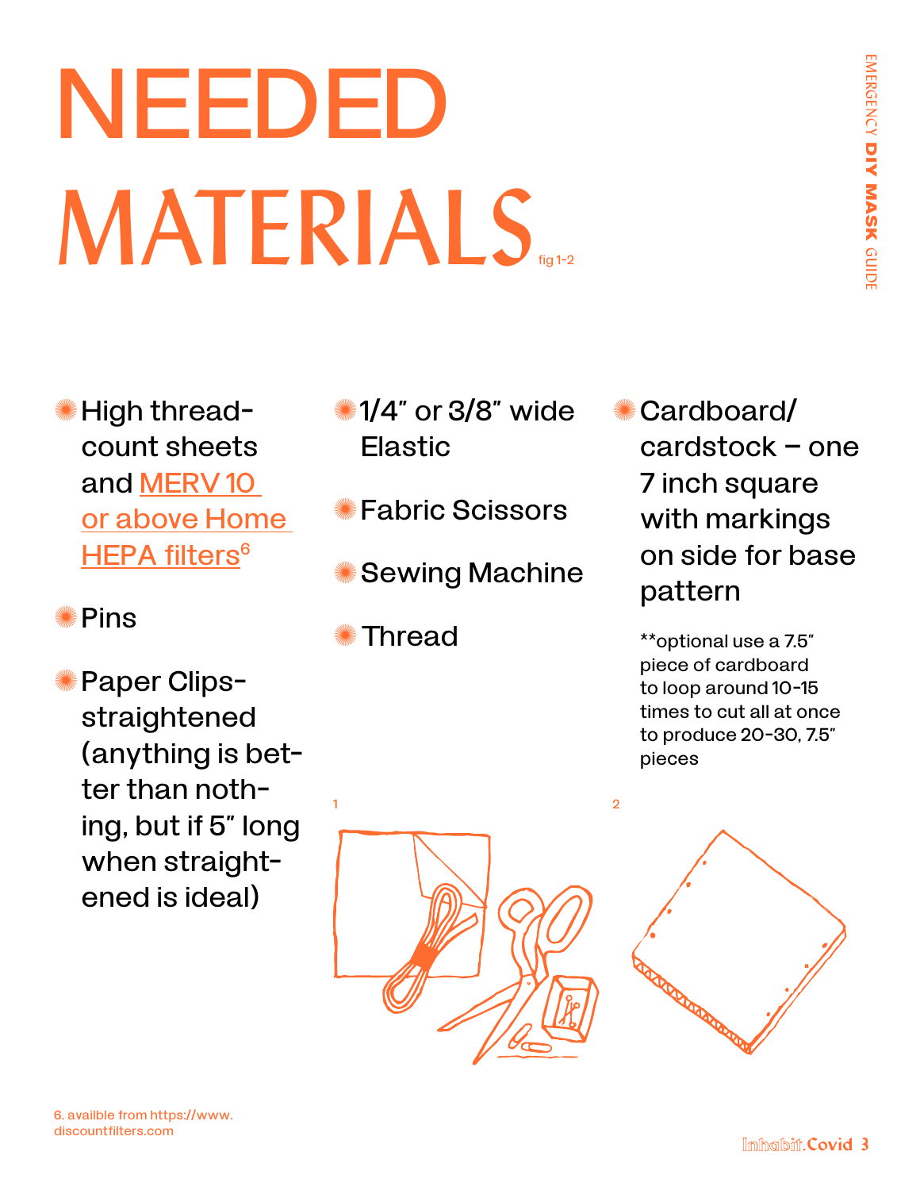# NEEDED MATERIALS

fig 1-2

- High thread-count sheets and MERV 10 or above Home HEPA filters[6]
- Pins
- Paper Clips-straightened (anything is better than nothing, but if 5″ long when straightened is ideal)
- 1/4″ or 3/8″ wide Elastic
- Fabric Scissors
- Sewing Machine
- Thread
- Cardboard/cardstock – one 7 inch square with markings on side for base pattern

**optional use a 7.5″ piece of cardboard to loop around 10-15 times to cut all at once to produce 20-30, 7.5″ pieces

1

2

6. availble from https://www.discountfilters.com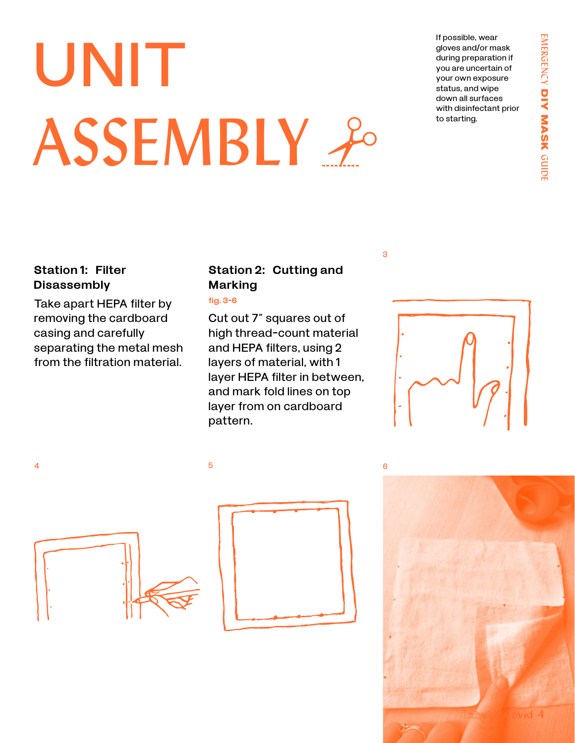# UNIT ASSEMBLY

If possible, wear gloves and/or mask during preparation if you are uncertain of your own exposure status, and wipe down all surfaces with disinfectant prior to starting.

### Station 1: Filter Disassembly

Take apart HEPA filter by removing the cardboard casing and carefully separating the metal mesh from the filtration material.

### Station 2: Cutting and Marking

fig. 3-6

Cut out 7″ squares out of high thread-count material and HEPA filters, using 2 layers of material, with 1 layer HEPA filter in between, and mark fold lines on top layer from on cardboard pattern.

3

4

5

6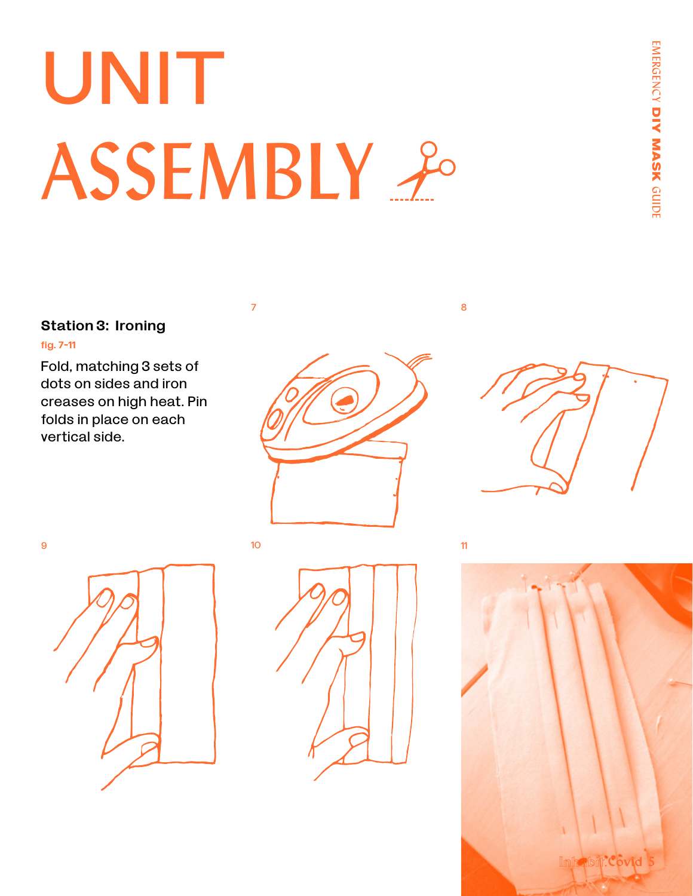# UNIT ASSEMBLY

### Station 3: Ironing

fig. 7-11

Fold, matching 3 sets of dots on sides and iron creases on high heat. Pin folds in place on each vertical side.

7

8

9

10

11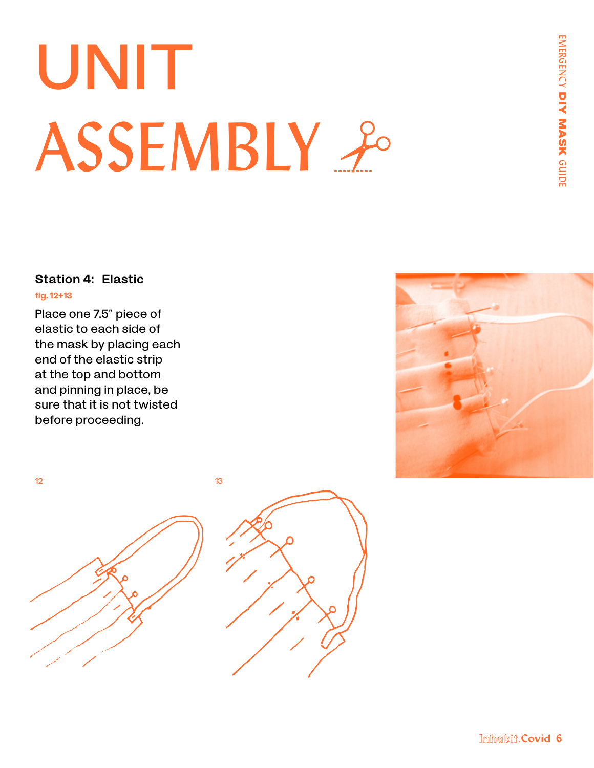# UNIT ASSEMBLY

### Station 4: Elastic

fig. 12+13

Place one 7.5" piece of elastic to each side of the mask by placing each end of the elastic strip at the top and bottom and pinning in place, be sure that it is not twisted before proceeding.

12

13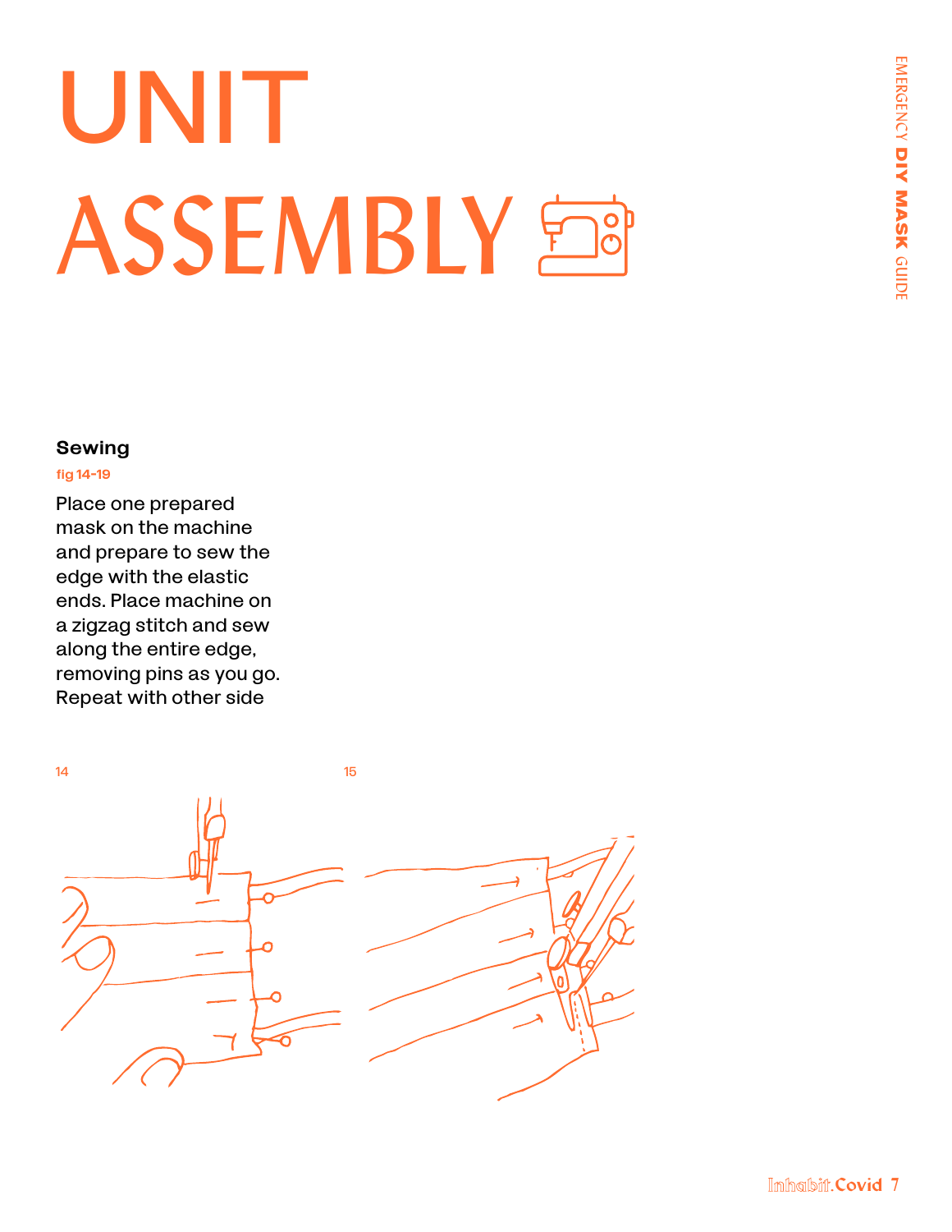# UNIT ASSEMBLY

### Sewing

fig 14-19

Place one prepared mask on the machine and prepare to sew the edge with the elastic ends. Place machine on a zigzag stitch and sew along the entire edge, removing pins as you go. Repeat with other side

14

15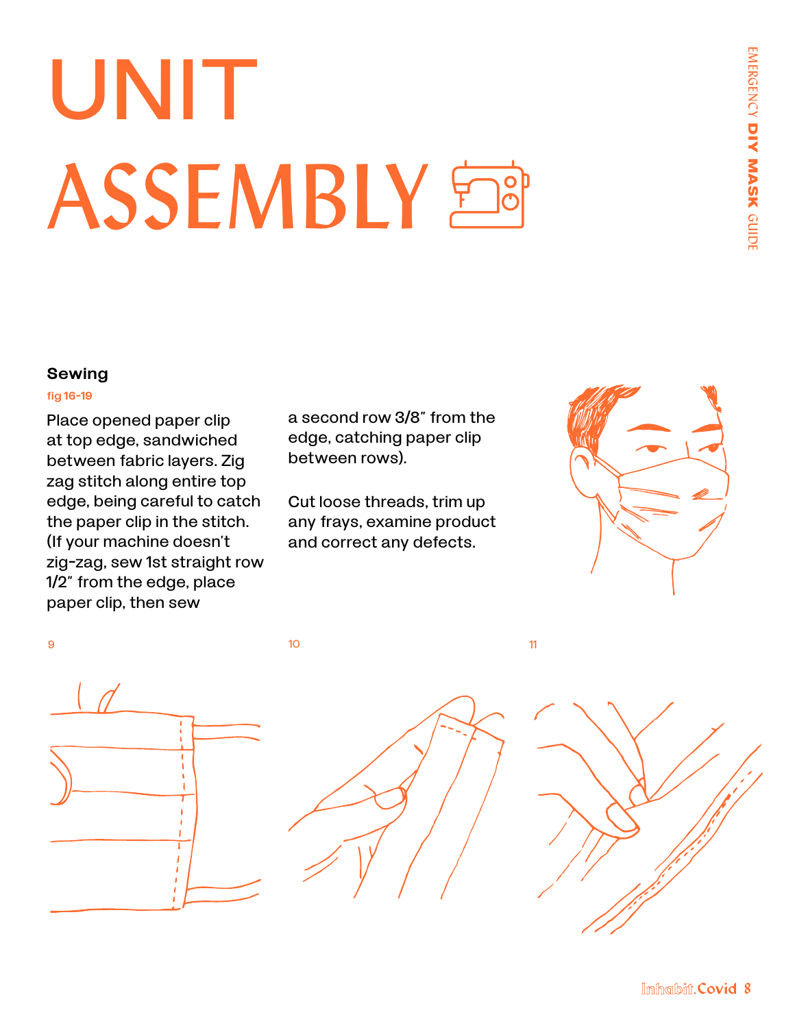# UNIT ASSEMBLY

### Sewing

fig 16-19

Place opened paper clip at top edge, sandwiched between fabric layers. Zig zag stitch along entire top edge, being careful to catch the paper clip in the stitch. (If your machine doesn't zig-zag, sew 1st straight row 1/2" from the edge, place paper clip, then sew a second row 3/8" from the edge, catching paper clip between rows).

Cut loose threads, trim up any frays, examine product and correct any defects.

9

10

11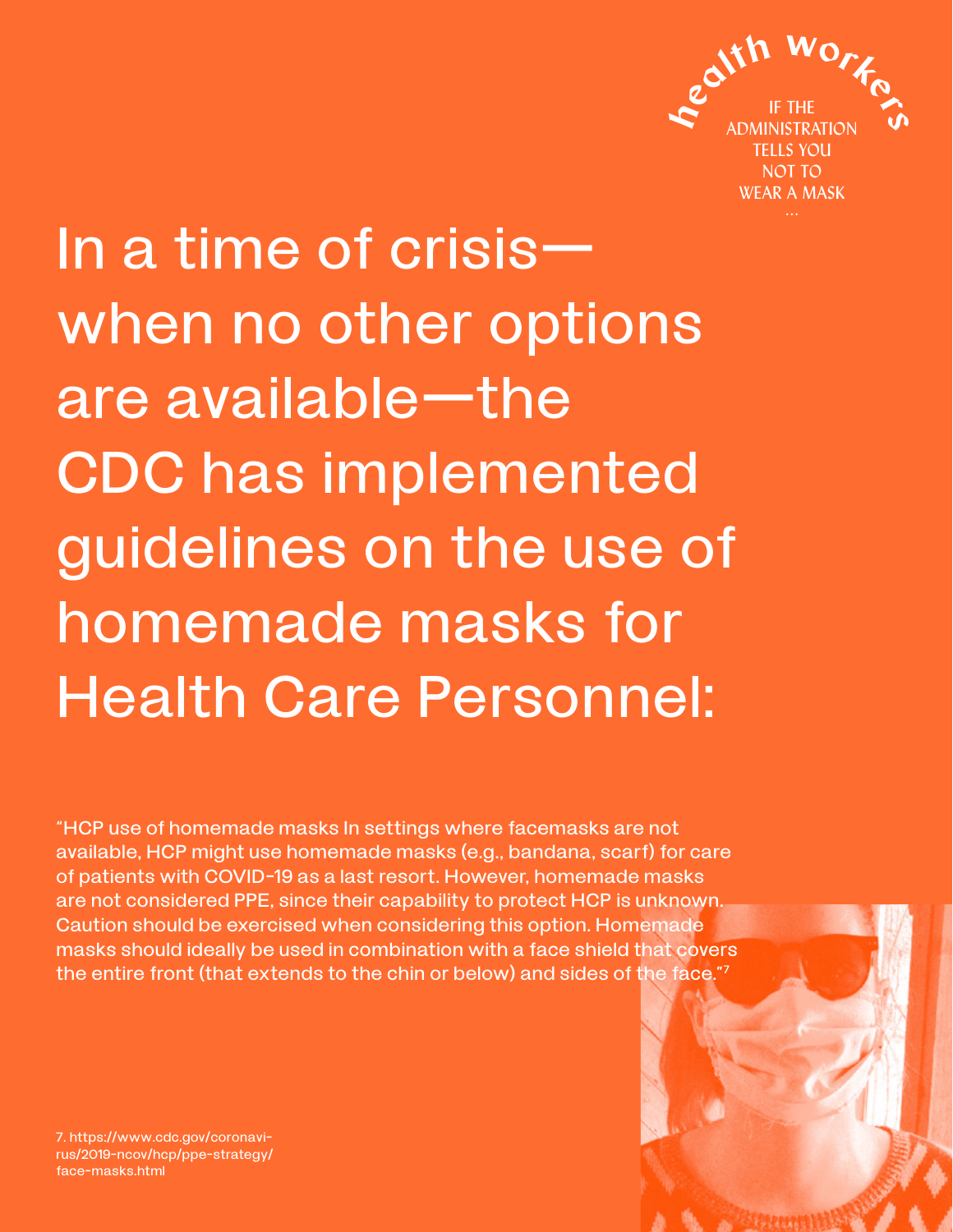health workers

IF THE ADMINISTRATION TELLS YOU NOT TO WEAR A MASK …

# In a time of crisis—when no other options are available—the CDC has implemented guidelines on the use of homemade masks for Health Care Personnel:

"HCP use of homemade masks In settings where facemasks are not available, HCP might use homemade masks (e.g., bandana, scarf) for care of patients with COVID-19 as a last resort. However, homemade masks are not considered PPE, since their capability to protect HCP is unknown. Caution should be exercised when considering this option. Homemade masks should ideally be used in combination with a face shield that covers the entire front (that extends to the chin or below) and sides of the face."[7]

7. https://www.cdc.gov/coronavirus/2019-ncov/hcp/ppe-strategy/face-masks.html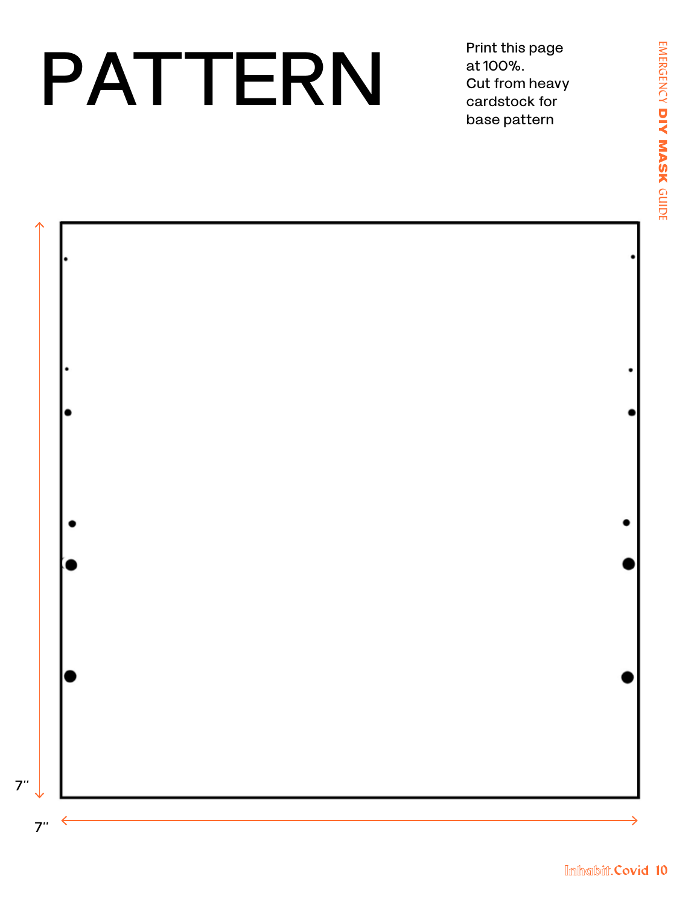# PATTERN

Print this page at 100%.
Cut from heavy cardstock for base pattern

7″

7″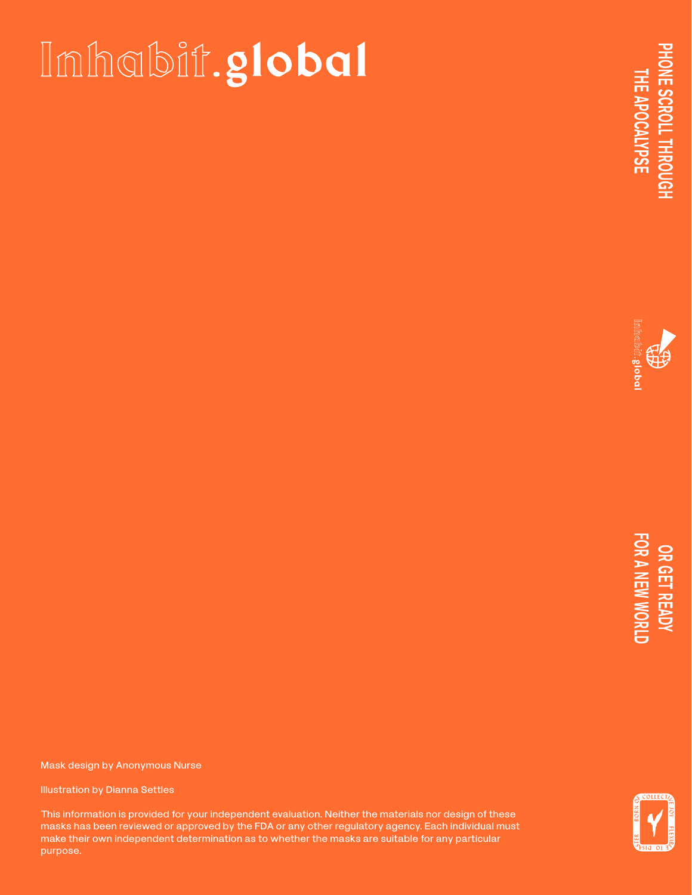# Inhabit.global

PHONE SCROLL THROUGH THE APOCALYPSE

OR GET READY FOR A NEW WORLD

Mask design by Anonymous Nurse

Illustration by Dianna Settles

This information is provided for your independent evaluation. Neither the materials nor design of these masks has been reviewed or approved by the FDA or any other regulatory agency. Each individual must make their own independent determination as to whether the masks are suitable for any particular purpose.